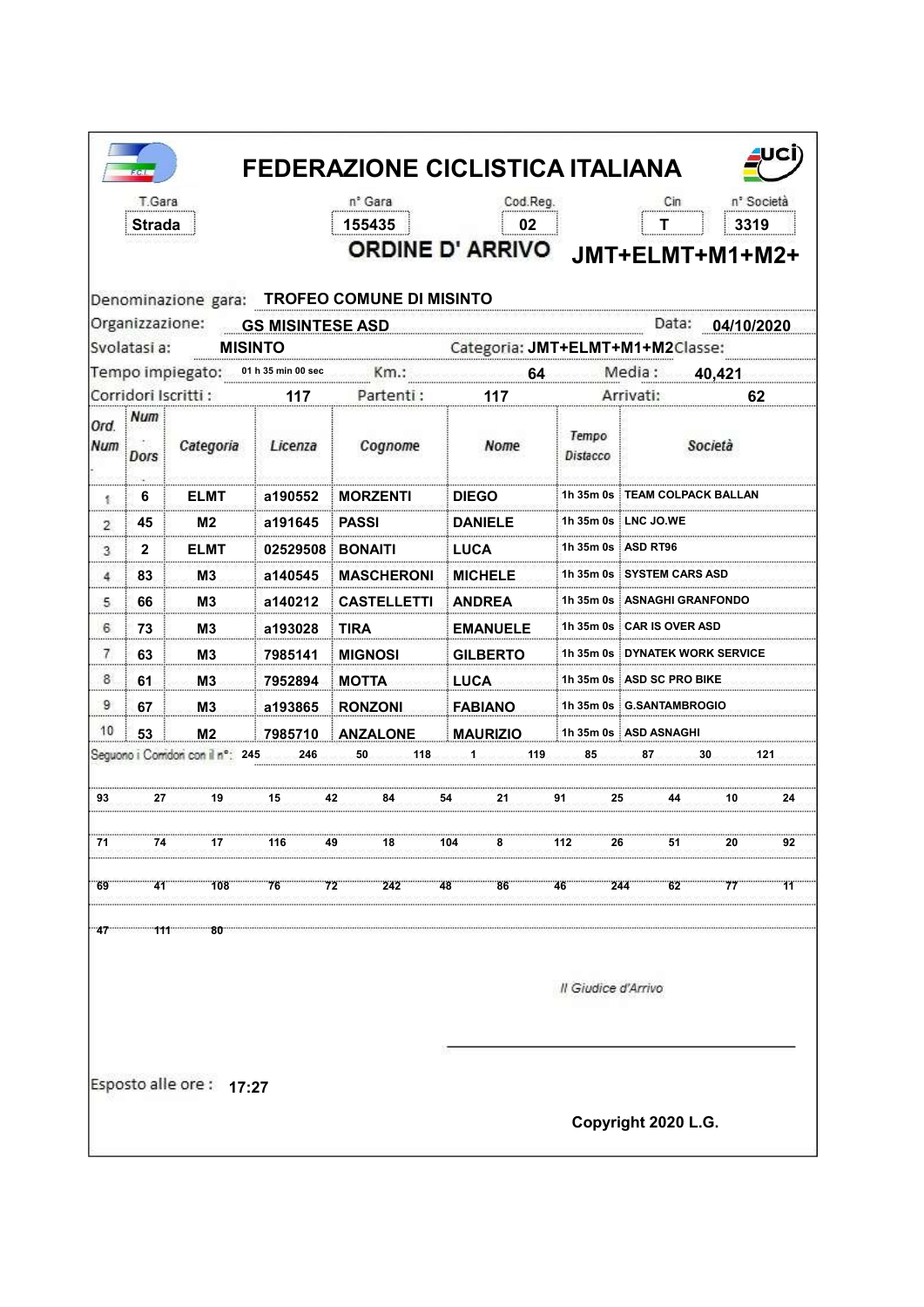# FEDERAZIONE CICLISTICA ITALIANA

| T.Gara | n° Gara | Cod.Reg. | Cin | n° Società |
|---|---|---|---|---|
| Strada | 155435 | 02 | T | 3319 |

## ORDINE D' ARRIVO JMT+ELMT+M1+M2+

Denominazione gara: **TROFEO COMUNE DI MISINTO**

Organizzazione: **GS MISINTESE ASD** Data: **04/10/2020**

Svolatasi a: **MISINTO** Categoria: **JMT+ELMT+M1+M2** Classe:

Tempo impiegato: **01 h 35 min 00 sec** Km.: **64** Media : **40,421**

Corridori Iscritti : **117** Partenti : **117** Arrivati: **62**

| Ord. Num | Num Dors | Categoria | Licenza | Cognome | Nome | Tempo Distacco | Società |
|---|---|---|---|---|---|---|---|
| 1 | 6 | ELMT | a190552 | MORZENTI | DIEGO | 1h 35m 0s | TEAM COLPACK BALLAN |
| 2 | 45 | M2 | a191645 | PASSI | DANIELE | 1h 35m 0s | LNC JO.WE |
| 3 | 2 | ELMT | 02529508 | BONAITI | LUCA | 1h 35m 0s | ASD RT96 |
| 4 | 83 | M3 | a140545 | MASCHERONI | MICHELE | 1h 35m 0s | SYSTEM CARS ASD |
| 5 | 66 | M3 | a140212 | CASTELLETTI | ANDREA | 1h 35m 0s | ASNAGHI GRANFONDO |
| 6 | 73 | M3 | a193028 | TIRA | EMANUELE | 1h 35m 0s | CAR IS OVER ASD |
| 7 | 63 | M3 | 7985141 | MIGNOSI | GILBERTO | 1h 35m 0s | DYNATEK WORK SERVICE |
| 8 | 61 | M3 | 7952894 | MOTTA | LUCA | 1h 35m 0s | ASD SC PRO BIKE |
| 9 | 67 | M3 | a193865 | RONZONI | FABIANO | 1h 35m 0s | G.SANTAMBROGIO |
| 10 | 53 | M2 | 7985710 | ANZALONE | MAURIZIO | 1h 35m 0s | ASD ASNAGHI |

Seguono i Corridori con il n°: 245 246 50 118 1 119 85 87 30 121

93 27 19 15 42 84 54 21 91 25 44 10 24

71 74 17 116 49 18 104 8 112 26 51 20 92

69 41 108 76 72 242 48 86 46 244 62 77 11

47 111 80

*Il Giudice d'Arrivo*

Esposto alle ore : **17:27**

**Copyright 2020 L.G.**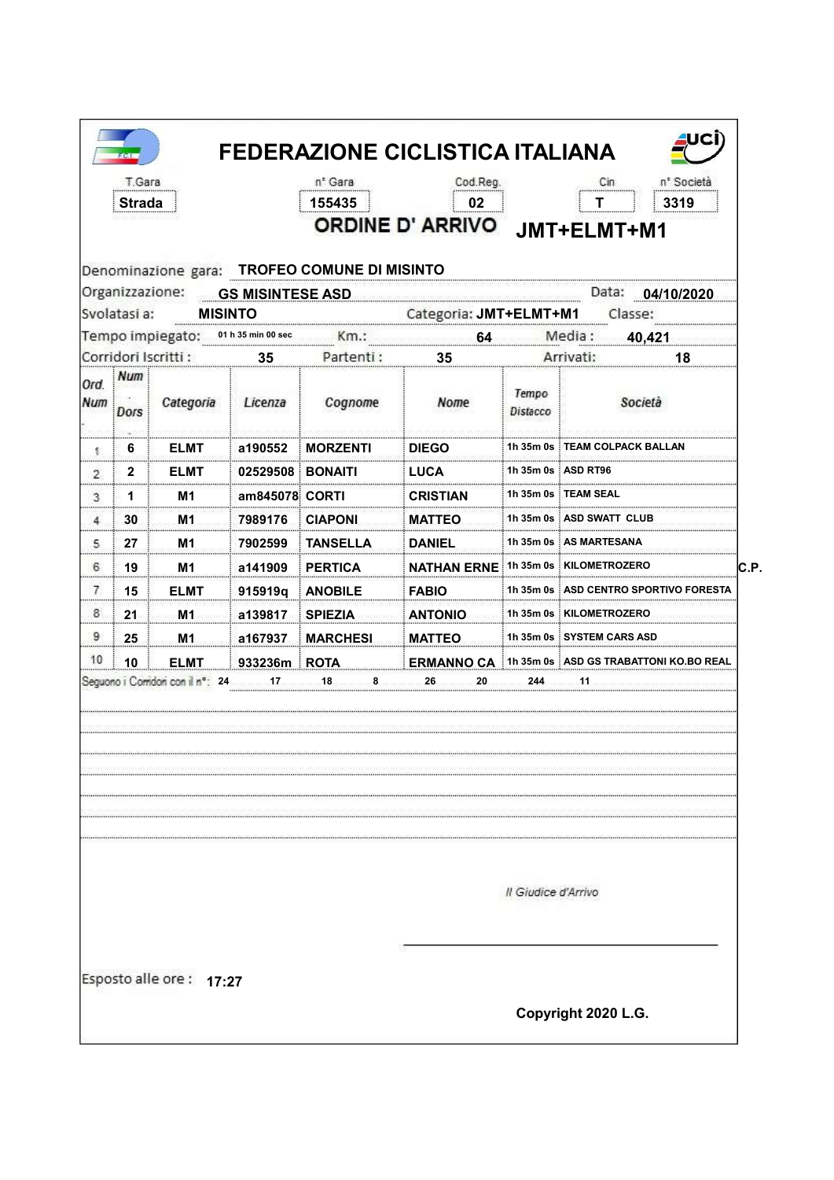# FEDERAZIONE CICLISTICA ITALIANA

| T.Gara | n° Gara | Cod.Reg. | Cin | n° Società |
|---|---|---|---|---|
| Strada | 155435 | 02 | T | 3319 |

## ORDINE D' ARRIVO JMT+ELMT+M1

Denominazione gara: **TROFEO COMUNE DI MISINTO**

Organizzazione: **GS MISINTESE ASD** Data: **04/10/2020**

Svolatasi a: **MISINTO** Categoria: **JMT+ELMT+M1** Classe:

Tempo impiegato: **01 h 35 min 00 sec** Km.: **64** Media : **40,421**

Corridori Iscritti : **35** Partenti : **35** Arrivati: **18**

| Ord. Num | Num Dors | Categoria | Licenza | Cognome | Nome | Tempo Distacco | Società | |
|---|---|---|---|---|---|---|---|---|
| 1 | 6 | ELMT | a190552 | MORZENTI | DIEGO | 1h 35m 0s | TEAM COLPACK BALLAN | |
| 2 | 2 | ELMT | 02529508 | BONAITI | LUCA | 1h 35m 0s | ASD RT96 | |
| 3 | 1 | M1 | am845078 | CORTI | CRISTIAN | 1h 35m 0s | TEAM SEAL | |
| 4 | 30 | M1 | 7989176 | CIAPONI | MATTEO | 1h 35m 0s | ASD SWATT CLUB | |
| 5 | 27 | M1 | 7902599 | TANSELLA | DANIEL | 1h 35m 0s | AS MARTESANA | |
| 6 | 19 | M1 | a141909 | PERTICA | NATHAN ERNE | 1h 35m 0s | KILOMETROZERO | C.P. |
| 7 | 15 | ELMT | 915919q | ANOBILE | FABIO | 1h 35m 0s | ASD CENTRO SPORTIVO FORESTA | |
| 8 | 21 | M1 | a139817 | SPIEZIA | ANTONIO | 1h 35m 0s | KILOMETROZERO | |
| 9 | 25 | M1 | a167937 | MARCHESI | MATTEO | 1h 35m 0s | SYSTEM CARS ASD | |
| 10 | 10 | ELMT | 933236m | ROTA | ERMANNO CA | 1h 35m 0s | ASD GS TRABATTONI KO.BO REAL | |

Seguono i Corridori con il n°: 24 17 18 8 26 20 244 11

Il Giudice d'Arrivo

Esposto alle ore : **17:27**

Copyright 2020 L.G.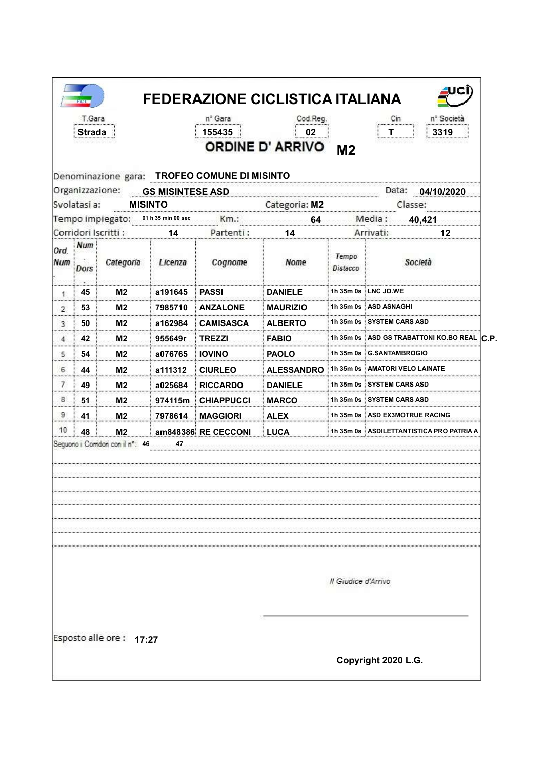# FEDERAZIONE CICLISTICA ITALIANA

| T.Gara | n° Gara | Cod.Reg. | Cin | n° Società |
|---|---|---|---|---|
| Strada | 155435 | 02 | T | 3319 |

## ORDINE D' ARRIVO M2

Denominazione gara: **TROFEO COMUNE DI MISINTO**

Organizzazione: **GS MISINTESE ASD** Data: **04/10/2020**

Svolatasi a: **MISINTO** Categoria: **M2** Classe:

Tempo impiegato: **01 h 35 min 00 sec** Km.: **64** Media : **40,421**

Corridori Iscritti : **14** Partenti : **14** Arrivati: **12**

| Ord. Num | Num Dors | Categoria | Licenza | Cognome | Nome | Tempo Distacco | Società |
|---|---|---|---|---|---|---|---|
| 1 | 45 | M2 | a191645 | PASSI | DANIELE | 1h 35m 0s | LNC JO.WE |
| 2 | 53 | M2 | 7985710 | ANZALONE | MAURIZIO | 1h 35m 0s | ASD ASNAGHI |
| 3 | 50 | M2 | a162984 | CAMISASCA | ALBERTO | 1h 35m 0s | SYSTEM CARS ASD |
| 4 | 42 | M2 | 955649r | TREZZI | FABIO | 1h 35m 0s | ASD GS TRABATTONI KO.BO REAL C.P. |
| 5 | 54 | M2 | a076765 | IOVINO | PAOLO | 1h 35m 0s | G.SANTAMBROGIO |
| 6 | 44 | M2 | a111312 | CIURLEO | ALESSANDRO | 1h 35m 0s | AMATORI VELO LAINATE |
| 7 | 49 | M2 | a025684 | RICCARDO | DANIELE | 1h 35m 0s | SYSTEM CARS ASD |
| 8 | 51 | M2 | 974115m | CHIAPPUCCI | MARCO | 1h 35m 0s | SYSTEM CARS ASD |
| 9 | 41 | M2 | 7978614 | MAGGIORI | ALEX | 1h 35m 0s | ASD EX3MOTRUE RACING |
| 10 | 48 | M2 | am848386 | RE CECCONI | LUCA | 1h 35m 0s | ASDILETTANTISTICA PRO PATRIA A |

Seguono i Corridori con il n°: 46 47

Il Giudice d'Arrivo

Esposto alle ore : **17:27**

**Copyright 2020 L.G.**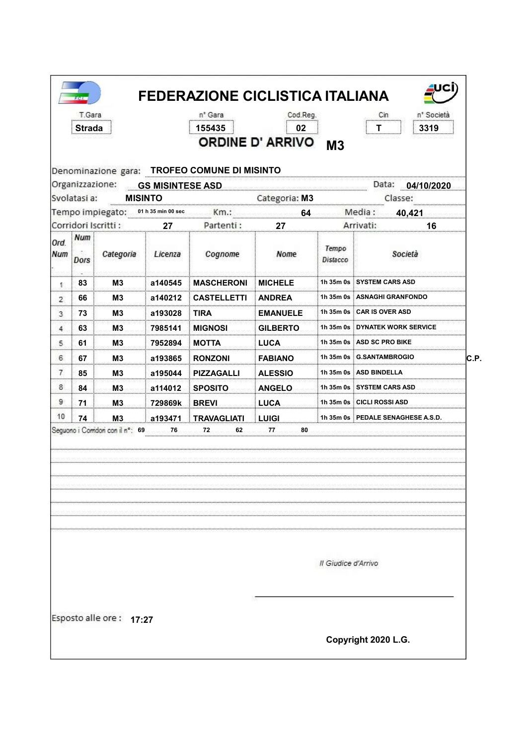# FEDERAZIONE CICLISTICA ITALIANA

| T.Gara | n° Gara | Cod.Reg. | Cin | n° Società |
|---|---|---|---|---|
| Strada | 155435 | 02 | T | 3319 |

## ORDINE D' ARRIVO M3

Denominazione gara: **TROFEO COMUNE DI MISINTO**

Organizzazione: **GS MISINTESE ASD** Data: **04/10/2020**

Svolatasi a: **MISINTO** Categoria: **M3** Classe:

Tempo impiegato: **01 h 35 min 00 sec** Km.: **64** Media : **40,421**

Corridori Iscritti : **27** Partenti : **27** Arrivati: **16**

| Ord. Num | Num Dors | Categoria | Licenza | Cognome | Nome | Tempo Distacco | Società | |
|---|---|---|---|---|---|---|---|---|
| 1 | 83 | M3 | a140545 | MASCHERONI | MICHELE | 1h 35m 0s | SYSTEM CARS ASD | |
| 2 | 66 | M3 | a140212 | CASTELLETTI | ANDREA | 1h 35m 0s | ASNAGHI GRANFONDO | |
| 3 | 73 | M3 | a193028 | TIRA | EMANUELE | 1h 35m 0s | CAR IS OVER ASD | |
| 4 | 63 | M3 | 7985141 | MIGNOSI | GILBERTO | 1h 35m 0s | DYNATEK WORK SERVICE | |
| 5 | 61 | M3 | 7952894 | MOTTA | LUCA | 1h 35m 0s | ASD SC PRO BIKE | |
| 6 | 67 | M3 | a193865 | RONZONI | FABIANO | 1h 35m 0s | G.SANTAMBROGIO | C.P. |
| 7 | 85 | M3 | a195044 | PIZZAGALLI | ALESSIO | 1h 35m 0s | ASD BINDELLA | |
| 8 | 84 | M3 | a114012 | SPOSITO | ANGELO | 1h 35m 0s | SYSTEM CARS ASD | |
| 9 | 71 | M3 | 729869k | BREVI | LUCA | 1h 35m 0s | CICLI ROSSI ASD | |
| 10 | 74 | M3 | a193471 | TRAVAGLIATI | LUIGI | 1h 35m 0s | PEDALE SENAGHESE A.S.D. | |

Seguono i Corridori con il n°: 69 76 72 62 77 80

Il Giudice d'Arrivo

Esposto alle ore : 17:27

Copyright 2020 L.G.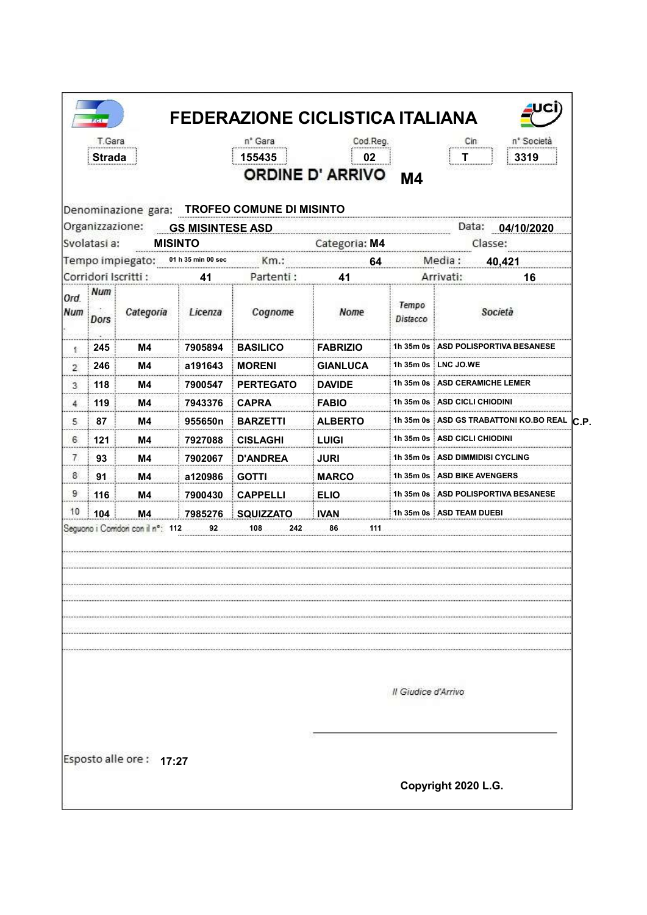# FEDERAZIONE CICLISTICA ITALIANA

| T.Gara | n° Gara | Cod.Reg. | Cin | n° Società |
|---|---|---|---|---|
| Strada | 155435 | 02 | T | 3319 |

## ORDINE D' ARRIVO M4

Denominazione gara: **TROFEO COMUNE DI MISINTO**

Organizzazione: **GS MISINTESE ASD** Data: **04/10/2020**

Svolatasi a: **MISINTO** Categoria: **M4** Classe:

Tempo impiegato: **01 h 35 min 00 sec** Km.: **64** Media : **40,421**

Corridori Iscritti : **41** Partenti : **41** Arrivati: **16**

| Ord. Num | Num. Dors | Categoria | Licenza | Cognome | Nome | Tempo Distacco | Società | |
|---|---|---|---|---|---|---|---|---|
| 1 | 245 | M4 | 7905894 | BASILICO | FABRIZIO | 1h 35m 0s | ASD POLISPORTIVA BESANESE | |
| 2 | 246 | M4 | a191643 | MORENI | GIANLUCA | 1h 35m 0s | LNC JO.WE | |
| 3 | 118 | M4 | 7900547 | PERTEGATO | DAVIDE | 1h 35m 0s | ASD CERAMICHE LEMER | |
| 4 | 119 | M4 | 7943376 | CAPRA | FABIO | 1h 35m 0s | ASD CICLI CHIODINI | |
| 5 | 87 | M4 | 955650n | BARZETTI | ALBERTO | 1h 35m 0s | ASD GS TRABATTONI KO.BO REAL | C.P. |
| 6 | 121 | M4 | 7927088 | CISLAGHI | LUIGI | 1h 35m 0s | ASD CICLI CHIODINI | |
| 7 | 93 | M4 | 7902067 | D'ANDREA | JURI | 1h 35m 0s | ASD DIMMIDISI CYCLING | |
| 8 | 91 | M4 | a120986 | GOTTI | MARCO | 1h 35m 0s | ASD BIKE AVENGERS | |
| 9 | 116 | M4 | 7900430 | CAPPELLI | ELIO | 1h 35m 0s | ASD POLISPORTIVA BESANESE | |
| 10 | 104 | M4 | 7985276 | SQUIZZATO | IVAN | 1h 35m 0s | ASD TEAM DUEBI | |

Seguono i Corridori con il n°: 112 92 108 242 86 111

*Il Giudice d'Arrivo*

Esposto alle ore : **17:27**

**Copyright 2020 L.G.**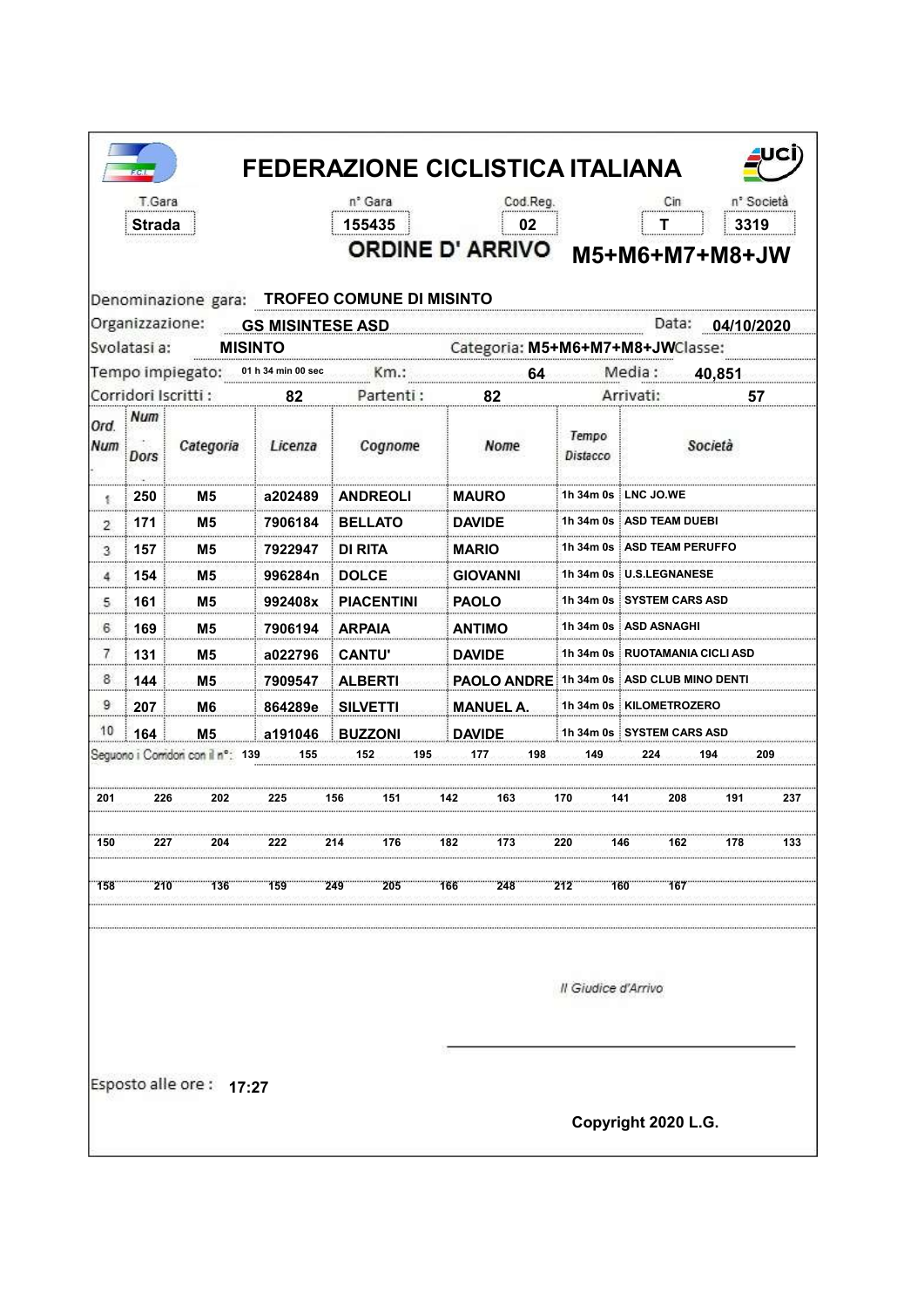# FEDERAZIONE CICLISTICA ITALIANA

| T.Gara | n° Gara | Cod.Reg. | Cin | n° Società |
|---|---|---|---|---|
| Strada | 155435 | 02 | T | 3319 |

## ORDINE D' ARRIVO M5+M6+M7+M8+JW

Denominazione gara: **TROFEO COMUNE DI MISINTO**

Organizzazione: **GS MISINTESE ASD** Data: **04/10/2020**

Svolatasi a: **MISINTO** Categoria: **M5+M6+M7+M8+JW** Classe:

Tempo impiegato: **01 h 34 min 00 sec** Km.: **64** Media : **40,851**

Corridori Iscritti : **82** Partenti : **82** Arrivati: **57**

| Ord. Num | Num Dors | Categoria | Licenza | Cognome | Nome | Tempo Distacco | Società |
|---|---|---|---|---|---|---|---|
| 1 | 250 | M5 | a202489 | ANDREOLI | MAURO | 1h 34m 0s | LNC JO.WE |
| 2 | 171 | M5 | 7906184 | BELLATO | DAVIDE | 1h 34m 0s | ASD TEAM DUEBI |
| 3 | 157 | M5 | 7922947 | DI RITA | MARIO | 1h 34m 0s | ASD TEAM PERUFFO |
| 4 | 154 | M5 | 996284n | DOLCE | GIOVANNI | 1h 34m 0s | U.S.LEGNANESE |
| 5 | 161 | M5 | 992408x | PIACENTINI | PAOLO | 1h 34m 0s | SYSTEM CARS ASD |
| 6 | 169 | M5 | 7906194 | ARPAIA | ANTIMO | 1h 34m 0s | ASD ASNAGHI |
| 7 | 131 | M5 | a022796 | CANTU' | DAVIDE | 1h 34m 0s | RUOTAMANIA CICLI ASD |
| 8 | 144 | M5 | 7909547 | ALBERTI | PAOLO ANDRE | 1h 34m 0s | ASD CLUB MINO DENTI |
| 9 | 207 | M6 | 864289e | SILVETTI | MANUEL A. | 1h 34m 0s | KILOMETROZERO |
| 10 | 164 | M5 | a191046 | BUZZONI | DAVIDE | 1h 34m 0s | SYSTEM CARS ASD |

Seguono i Corridori con il n°: 139 155 152 195 177 198 149 224 194 209

201 226 202 225 156 151 142 163 170 141 208 191 237

150 227 204 222 214 176 182 173 220 146 162 178 133

158 210 136 159 249 205 166 248 212 160 167

*Il Giudice d'Arrivo*

Esposto alle ore : **17:27**

**Copyright 2020 L.G.**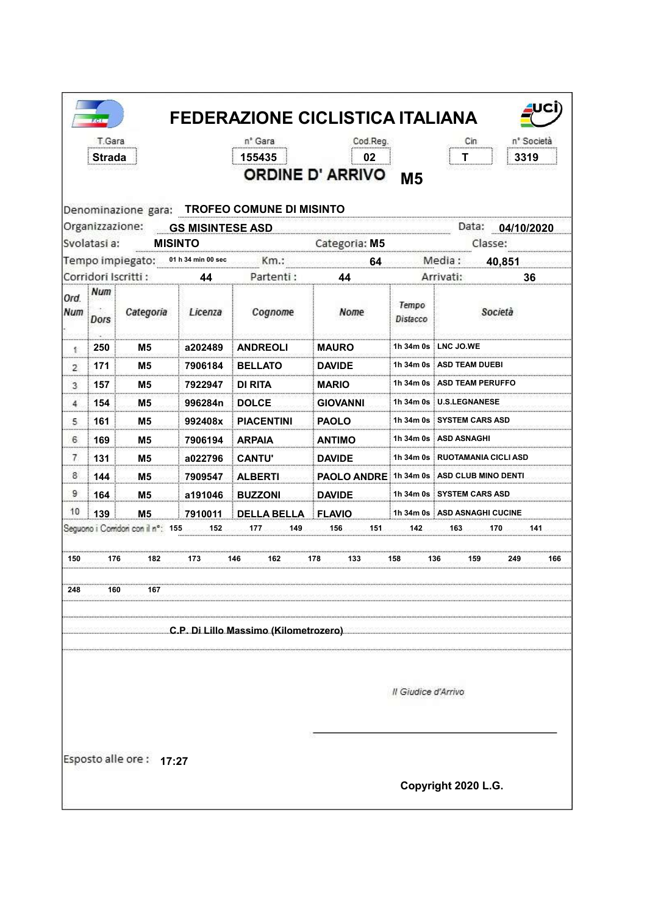# FEDERAZIONE CICLISTICA ITALIANA

| T.Gara | n° Gara | Cod.Reg. | Cin | n° Società |
|---|---|---|---|---|
| Strada | 155435 | 02 | T | 3319 |

## ORDINE D' ARRIVO M5

Denominazione gara: **TROFEO COMUNE DI MISINTO**

Organizzazione: **GS MISINTESE ASD** Data: **04/10/2020**

Svolatasi a: **MISINTO** Categoria: **M5** Classe:

Tempo impiegato: **01 h 34 min 00 sec** Km.: **64** Media : **40,851**

Corridori Iscritti : **44** Partenti : **44** Arrivati: **36**

| Ord. Num | Num Dors | Categoria | Licenza | Cognome | Nome | Tempo Distacco | Società |
|---|---|---|---|---|---|---|---|
| 1 | 250 | M5 | a202489 | ANDREOLI | MAURO | 1h 34m 0s | LNC JO.WE |
| 2 | 171 | M5 | 7906184 | BELLATO | DAVIDE | 1h 34m 0s | ASD TEAM DUEBI |
| 3 | 157 | M5 | 7922947 | DI RITA | MARIO | 1h 34m 0s | ASD TEAM PERUFFO |
| 4 | 154 | M5 | 996284n | DOLCE | GIOVANNI | 1h 34m 0s | U.S.LEGNANESE |
| 5 | 161 | M5 | 992408x | PIACENTINI | PAOLO | 1h 34m 0s | SYSTEM CARS ASD |
| 6 | 169 | M5 | 7906194 | ARPAIA | ANTIMO | 1h 34m 0s | ASD ASNAGHI |
| 7 | 131 | M5 | a022796 | CANTU' | DAVIDE | 1h 34m 0s | RUOTAMANIA CICLI ASD |
| 8 | 144 | M5 | 7909547 | ALBERTI | PAOLO ANDRE | 1h 34m 0s | ASD CLUB MINO DENTI |
| 9 | 164 | M5 | a191046 | BUZZONI | DAVIDE | 1h 34m 0s | SYSTEM CARS ASD |
| 10 | 139 | M5 | 7910011 | DELLA BELLA | FLAVIO | 1h 34m 0s | ASD ASNAGHI CUCINE |

Seguono i Corridori con il n°: 155 152 177 149 156 151 142 163 170 141

150 176 182 173 146 162 178 133 158 136 159 249 166

248 160 167

C.P. Di Lillo Massimo (Kilometrozero)

Il Giudice d'Arrivo

Esposto alle ore : 17:27

Copyright 2020 L.G.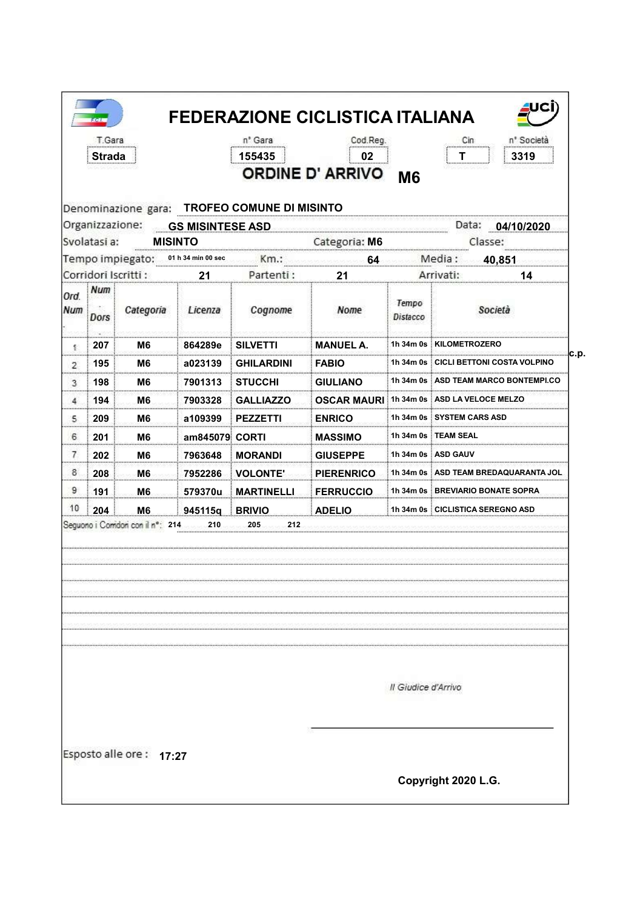# FEDERAZIONE CICLISTICA ITALIANA

| T.Gara | n° Gara | Cod.Reg. | Cin | n° Società |
|---|---|---|---|---|
| Strada | 155435 | 02 | T | 3319 |

## ORDINE D' ARRIVO M6

Denominazione gara: **TROFEO COMUNE DI MISINTO**

Organizzazione: **GS MISINTESE ASD** Data: **04/10/2020**

Svolatasi a: **MISINTO** Categoria: **M6** Classe:

Tempo impiegato: **01 h 34 min 00 sec** Km.: **64** Media : **40,851**

Corridori Iscritti : **21** Partenti : **21** Arrivati: **14**

| Ord. Num | Num. Dors | Categoria | Licenza | Cognome | Nome | Tempo Distacco | Società |
|---|---|---|---|---|---|---|---|
| 1 | 207 | M6 | 864289e | SILVETTI | MANUEL A. | 1h 34m 0s | KILOMETROZERO |
| 2 | 195 | M6 | a023139 | GHILARDINI | FABIO | 1h 34m 0s | CICLI BETTONI COSTA VOLPINO c.p. |
| 3 | 198 | M6 | 7901313 | STUCCHI | GIULIANO | 1h 34m 0s | ASD TEAM MARCO BONTEMPI.CO |
| 4 | 194 | M6 | 7903328 | GALLIAZZO | OSCAR MAURI | 1h 34m 0s | ASD LA VELOCE MELZO |
| 5 | 209 | M6 | a109399 | PEZZETTI | ENRICO | 1h 34m 0s | SYSTEM CARS ASD |
| 6 | 201 | M6 | am845079 | CORTI | MASSIMO | 1h 34m 0s | TEAM SEAL |
| 7 | 202 | M6 | 7963648 | MORANDI | GIUSEPPE | 1h 34m 0s | ASD GAUV |
| 8 | 208 | M6 | 7952286 | VOLONTE' | PIERENRICO | 1h 34m 0s | ASD TEAM BREDAQUARANTA JOL |
| 9 | 191 | M6 | 579370u | MARTINELLI | FERRUCCIO | 1h 34m 0s | BREVIARIO BONATE SOPRA |
| 10 | 204 | M6 | 945115q | BRIVIO | ADELIO | 1h 34m 0s | CICLISTICA SEREGNO ASD |

Seguono i Corridori con il n°: 214 210 205 212

*Il Giudice d'Arrivo*

Esposto alle ore : **17:27**

**Copyright 2020 L.G.**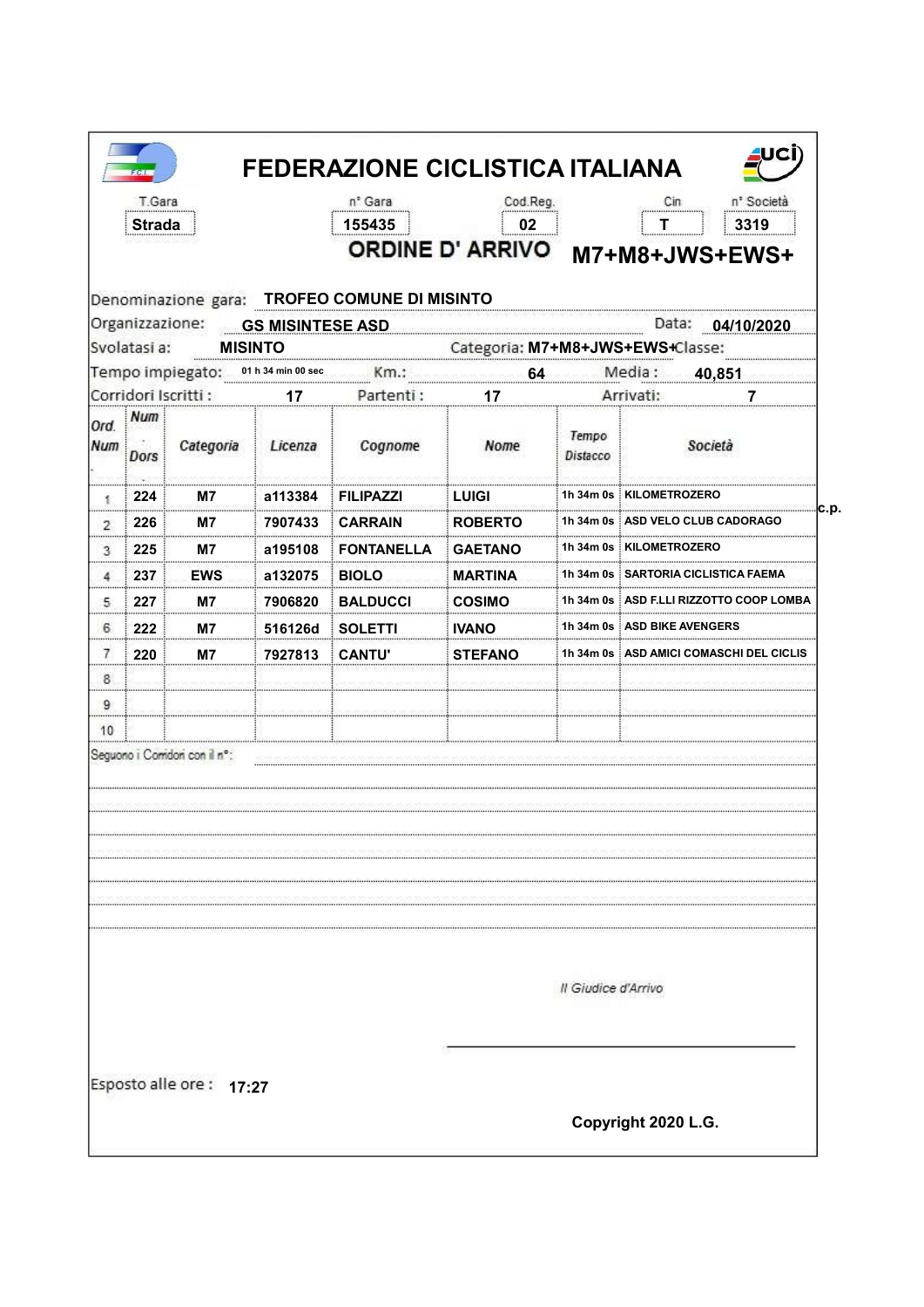# FEDERAZIONE CICLISTICA ITALIANA

| T.Gara | n° Gara | Cod.Reg. | Cin | n° Società |
|---|---|---|---|---|
| Strada | 155435 | 02 | T | 3319 |

## ORDINE D' ARRIVO M7+M8+JWS+EWS+

Denominazione gara: TROFEO COMUNE DI MISINTO

Organizzazione: GS MISINTESE ASD

Data: 04/10/2020

Svolatasi a: MISINTO

Categoria: M7+M8+JWS+EWS+

Classe:

Tempo impiegato: 01 h 34 min 00 sec

Km.: 64

Media : 40,851

Corridori Iscritti : 17

Partenti : 17

Arrivati: 7

| Ord. Num | Num Dors | Categoria | Licenza | Cognome | Nome | Tempo Distacco | Società |
|---|---|---|---|---|---|---|---|
| 1 | 224 | M7 | a113384 | FILIPAZZI | LUIGI | 1h 34m 0s | KILOMETROZERO |
| 2 | 226 | M7 | 7907433 | CARRAIN | ROBERTO | 1h 34m 0s | ASD VELO CLUB CADORAGO |
| 3 | 225 | M7 | a195108 | FONTANELLA | GAETANO | 1h 34m 0s | KILOMETROZERO |
| 4 | 237 | EWS | a132075 | BIOLO | MARTINA | 1h 34m 0s | SARTORIA CICLISTICA FAEMA |
| 5 | 227 | M7 | 7906820 | BALDUCCI | COSIMO | 1h 34m 0s | ASD F.LLI RIZZOTTO COOP LOMBA |
| 6 | 222 | M7 | 516126d | SOLETTI | IVANO | 1h 34m 0s | ASD BIKE AVENGERS |
| 7 | 220 | M7 | 7927813 | CANTU' | STEFANO | 1h 34m 0s | ASD AMICI COMASCHI DEL CICLIS |
| 8 | | | | | | | |
| 9 | | | | | | | |
| 10 | | | | | | | |

c.p.

Seguono i Corridori con il n°:

Il Giudice d'Arrivo

Esposto alle ore : 17:27

Copyright 2020 L.G.